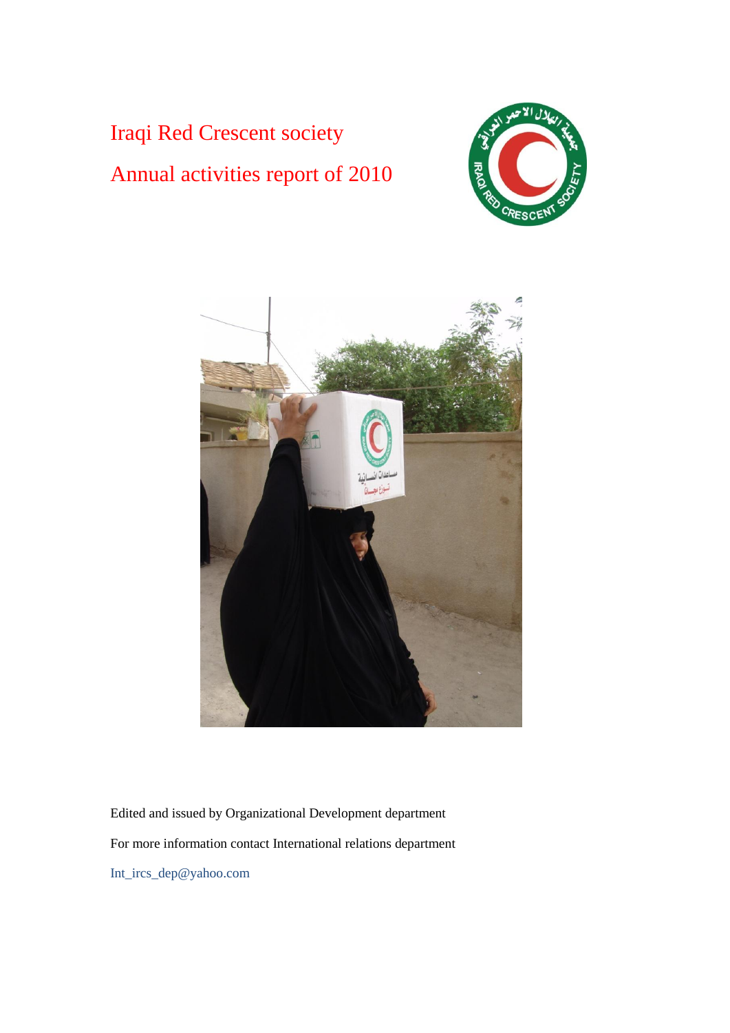# Iraqi Red Crescent society

## Annual activities report of 2010

Edited and issued by Organizational Development department

For more information contact International relations department

Int_ircs_dep@yahoo.com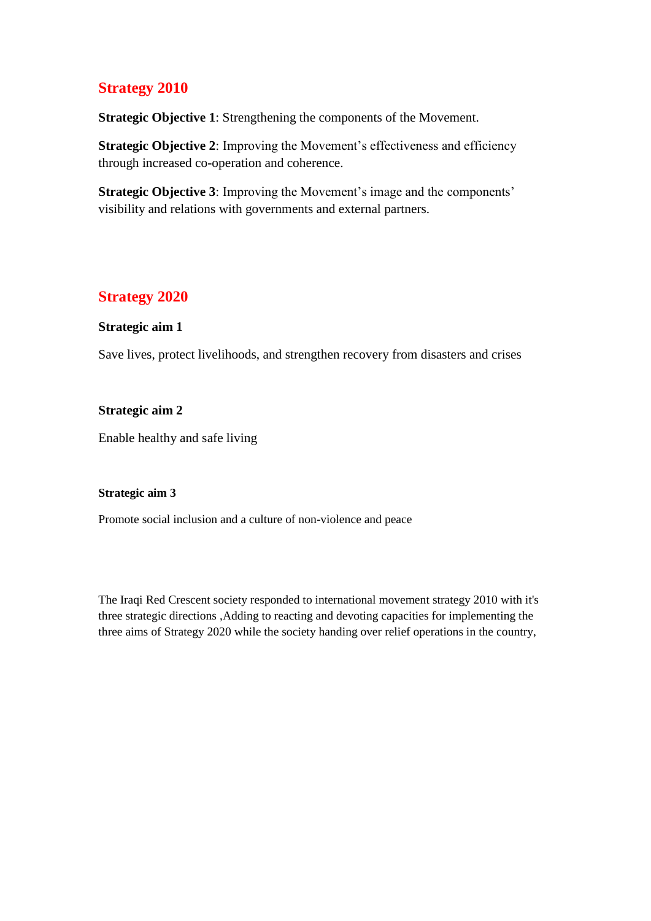## Strategy 2010

**Strategic Objective 1**: Strengthening the components of the Movement.

**Strategic Objective 2**: Improving the Movement's effectiveness and efficiency through increased co-operation and coherence.

**Strategic Objective 3**: Improving the Movement's image and the components' visibility and relations with governments and external partners.

## Strategy 2020

**Strategic aim 1**

Save lives, protect livelihoods, and strengthen recovery from disasters and crises

**Strategic aim 2**

Enable healthy and safe living

**Strategic aim 3**

Promote social inclusion and a culture of non-violence and peace

The Iraqi Red Crescent society responded to international movement strategy 2010 with it's three strategic directions ,Adding to reacting and devoting capacities for implementing the three aims of Strategy 2020 while the society handing over relief operations in the country,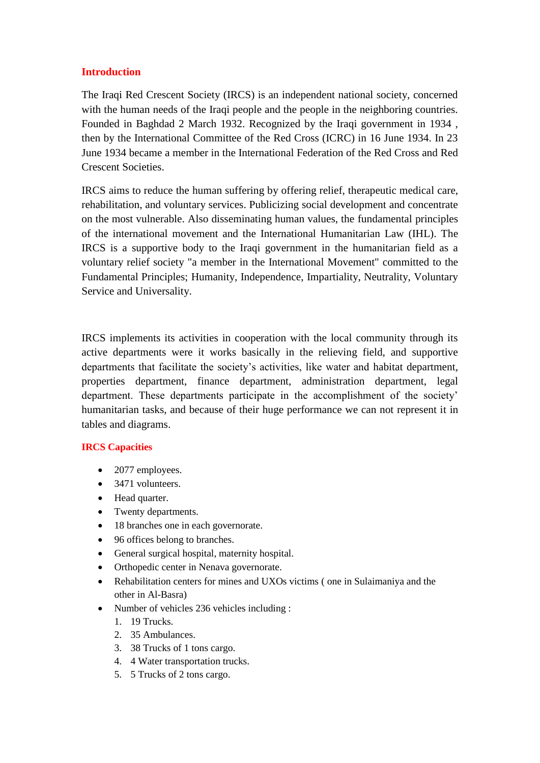## Introduction

The Iraqi Red Crescent Society (IRCS) is an independent national society, concerned with the human needs of the Iraqi people and the people in the neighboring countries. Founded in Baghdad 2 March 1932. Recognized by the Iraqi government in 1934 , then by the International Committee of the Red Cross (ICRC) in 16 June 1934. In 23 June 1934 became a member in the International Federation of the Red Cross and Red Crescent Societies.

IRCS aims to reduce the human suffering by offering relief, therapeutic medical care, rehabilitation, and voluntary services. Publicizing social development and concentrate on the most vulnerable. Also disseminating human values, the fundamental principles of the international movement and the International Humanitarian Law (IHL). The IRCS is a supportive body to the Iraqi government in the humanitarian field as a voluntary relief society "a member in the International Movement" committed to the Fundamental Principles; Humanity, Independence, Impartiality, Neutrality, Voluntary Service and Universality.

IRCS implements its activities in cooperation with the local community through its active departments were it works basically in the relieving field, and supportive departments that facilitate the society's activities, like water and habitat department, properties department, finance department, administration department, legal department. These departments participate in the accomplishment of the society' humanitarian tasks, and because of their huge performance we can not represent it in tables and diagrams.

## IRCS Capacities

- 2077 employees.
- 3471 volunteers.
- Head quarter.
- Twenty departments.
- 18 branches one in each governorate.
- 96 offices belong to branches.
- General surgical hospital, maternity hospital.
- Orthopedic center in Nenava governorate.
- Rehabilitation centers for mines and UXOs victims ( one in Sulaimaniya and the other in Al-Basra)
- Number of vehicles 236 vehicles including :
  1. 19 Trucks.
  2. 35 Ambulances.
  3. 38 Trucks of 1 tons cargo.
  4. 4 Water transportation trucks.
  5. 5 Trucks of 2 tons cargo.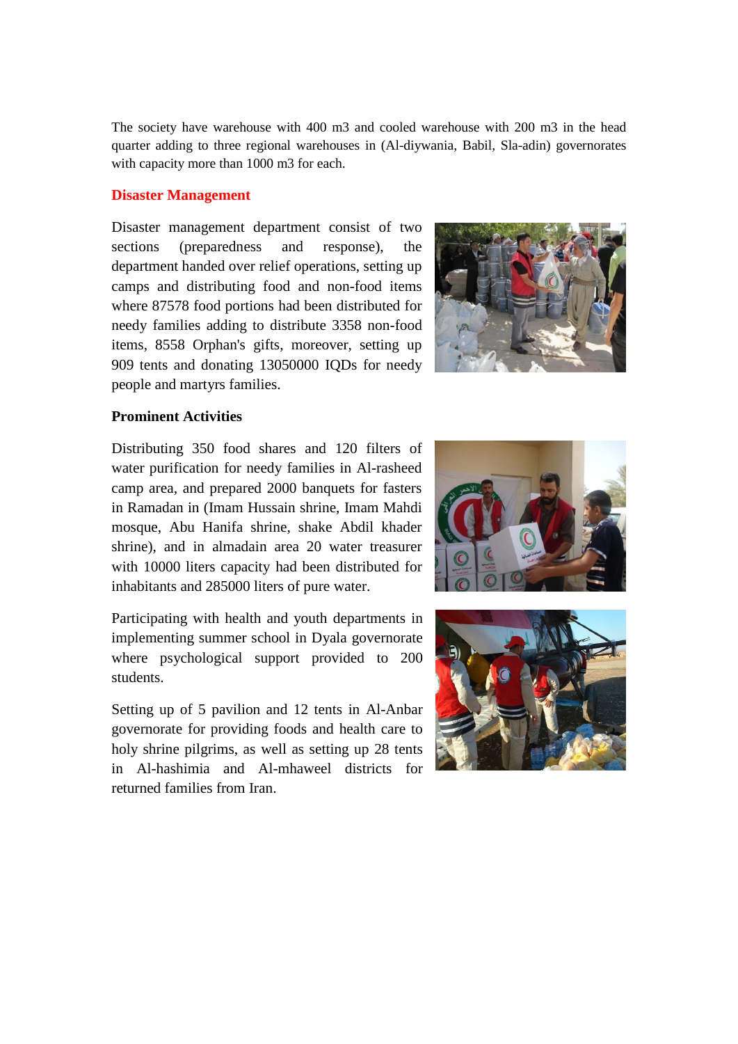The society have warehouse with 400 m3 and cooled warehouse with 200 m3 in the head quarter adding to three regional warehouses in (Al-diywania, Babil, Sla-adin) governorates with capacity more than 1000 m3 for each.

## Disaster Management

Disaster management department consist of two sections (preparedness and response), the department handed over relief operations, setting up camps and distributing food and non-food items where 87578 food portions had been distributed for needy families adding to distribute 3358 non-food items, 8558 Orphan's gifts, moreover, setting up 909 tents and donating 13050000 IQDs for needy people and martyrs families.

### Prominent Activities

Distributing 350 food shares and 120 filters of water purification for needy families in Al-rasheed camp area, and prepared 2000 banquets for fasters in Ramadan in (Imam Hussain shrine, Imam Mahdi mosque, Abu Hanifa shrine, shake Abdil khader shrine), and in almadain area 20 water treasurer with 10000 liters capacity had been distributed for inhabitants and 285000 liters of pure water.

Participating with health and youth departments in implementing summer school in Dyala governorate where psychological support provided to 200 students.

Setting up of 5 pavilion and 12 tents in Al-Anbar governorate for providing foods and health care to holy shrine pilgrims, as well as setting up 28 tents in Al-hashimia and Al-mhaweel districts for returned families from Iran.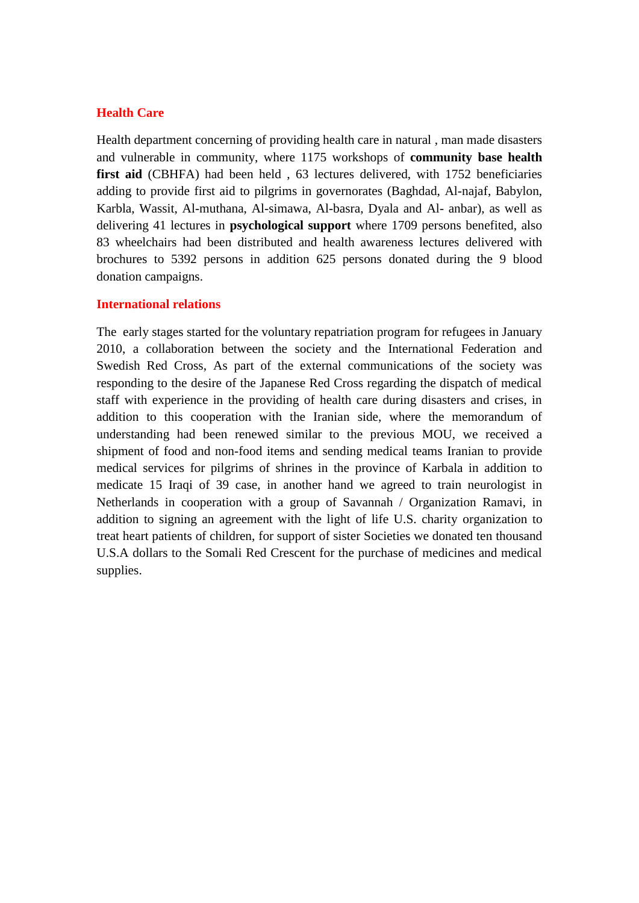## Health Care

Health department concerning of providing health care in natural , man made disasters and vulnerable in community, where 1175 workshops of **community base health first aid** (CBHFA) had been held , 63 lectures delivered, with 1752 beneficiaries adding to provide first aid to pilgrims in governorates (Baghdad, Al-najaf, Babylon, Karbla, Wassit, Al-muthana, Al-simawa, Al-basra, Dyala and Al- anbar), as well as delivering 41 lectures in **psychological support** where 1709 persons benefited, also 83 wheelchairs had been distributed and health awareness lectures delivered with brochures to 5392 persons in addition 625 persons donated during the 9 blood donation campaigns.

## International relations

The early stages started for the voluntary repatriation program for refugees in January 2010, a collaboration between the society and the International Federation and Swedish Red Cross, As part of the external communications of the society was responding to the desire of the Japanese Red Cross regarding the dispatch of medical staff with experience in the providing of health care during disasters and crises, in addition to this cooperation with the Iranian side, where the memorandum of understanding had been renewed similar to the previous MOU, we received a shipment of food and non-food items and sending medical teams Iranian to provide medical services for pilgrims of shrines in the province of Karbala in addition to medicate 15 Iraqi of 39 case, in another hand we agreed to train neurologist in Netherlands in cooperation with a group of Savannah / Organization Ramavi, in addition to signing an agreement with the light of life U.S. charity organization to treat heart patients of children, for support of sister Societies we donated ten thousand U.S.A dollars to the Somali Red Crescent for the purchase of medicines and medical supplies.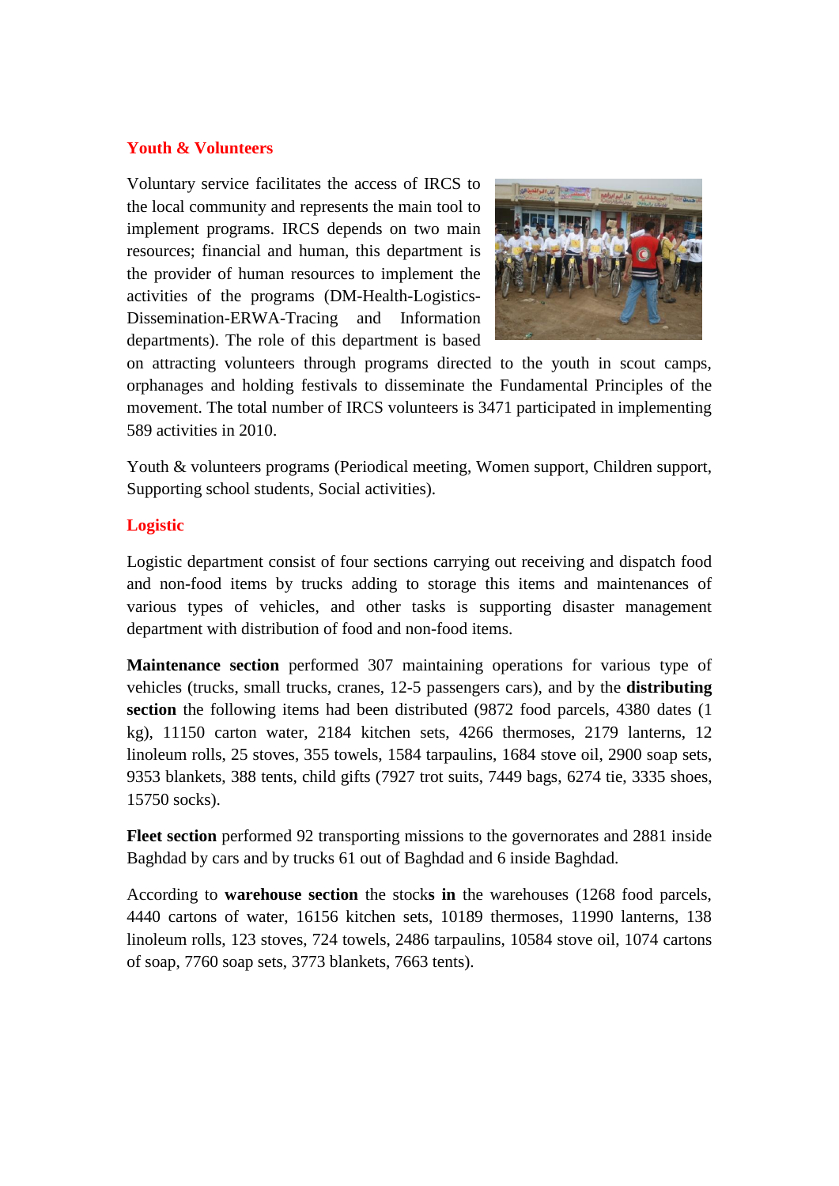## Youth & Volunteers

Voluntary service facilitates the access of IRCS to the local community and represents the main tool to implement programs. IRCS depends on two main resources; financial and human, this department is the provider of human resources to implement the activities of the programs (DM-Health-Logistics-Dissemination-ERWA-Tracing and Information departments). The role of this department is based on attracting volunteers through programs directed to the youth in scout camps, orphanages and holding festivals to disseminate the Fundamental Principles of the movement. The total number of IRCS volunteers is 3471 participated in implementing 589 activities in 2010.

Youth & volunteers programs (Periodical meeting, Women support, Children support, Supporting school students, Social activities).

## Logistic

Logistic department consist of four sections carrying out receiving and dispatch food and non-food items by trucks adding to storage this items and maintenances of various types of vehicles, and other tasks is supporting disaster management department with distribution of food and non-food items.

**Maintenance section** performed 307 maintaining operations for various type of vehicles (trucks, small trucks, cranes, 12-5 passengers cars), and by the **distributing section** the following items had been distributed (9872 food parcels, 4380 dates (1 kg), 11150 carton water, 2184 kitchen sets, 4266 thermoses, 2179 lanterns, 12 linoleum rolls, 25 stoves, 355 towels, 1584 tarpaulins, 1684 stove oil, 2900 soap sets, 9353 blankets, 388 tents, child gifts (7927 trot suits, 7449 bags, 6274 tie, 3335 shoes, 15750 socks).

**Fleet section** performed 92 transporting missions to the governorates and 2881 inside Baghdad by cars and by trucks 61 out of Baghdad and 6 inside Baghdad.

According to **warehouse section** the stocks **in** the warehouses (1268 food parcels, 4440 cartons of water, 16156 kitchen sets, 10189 thermoses, 11990 lanterns, 138 linoleum rolls, 123 stoves, 724 towels, 2486 tarpaulins, 10584 stove oil, 1074 cartons of soap, 7760 soap sets, 3773 blankets, 7663 tents).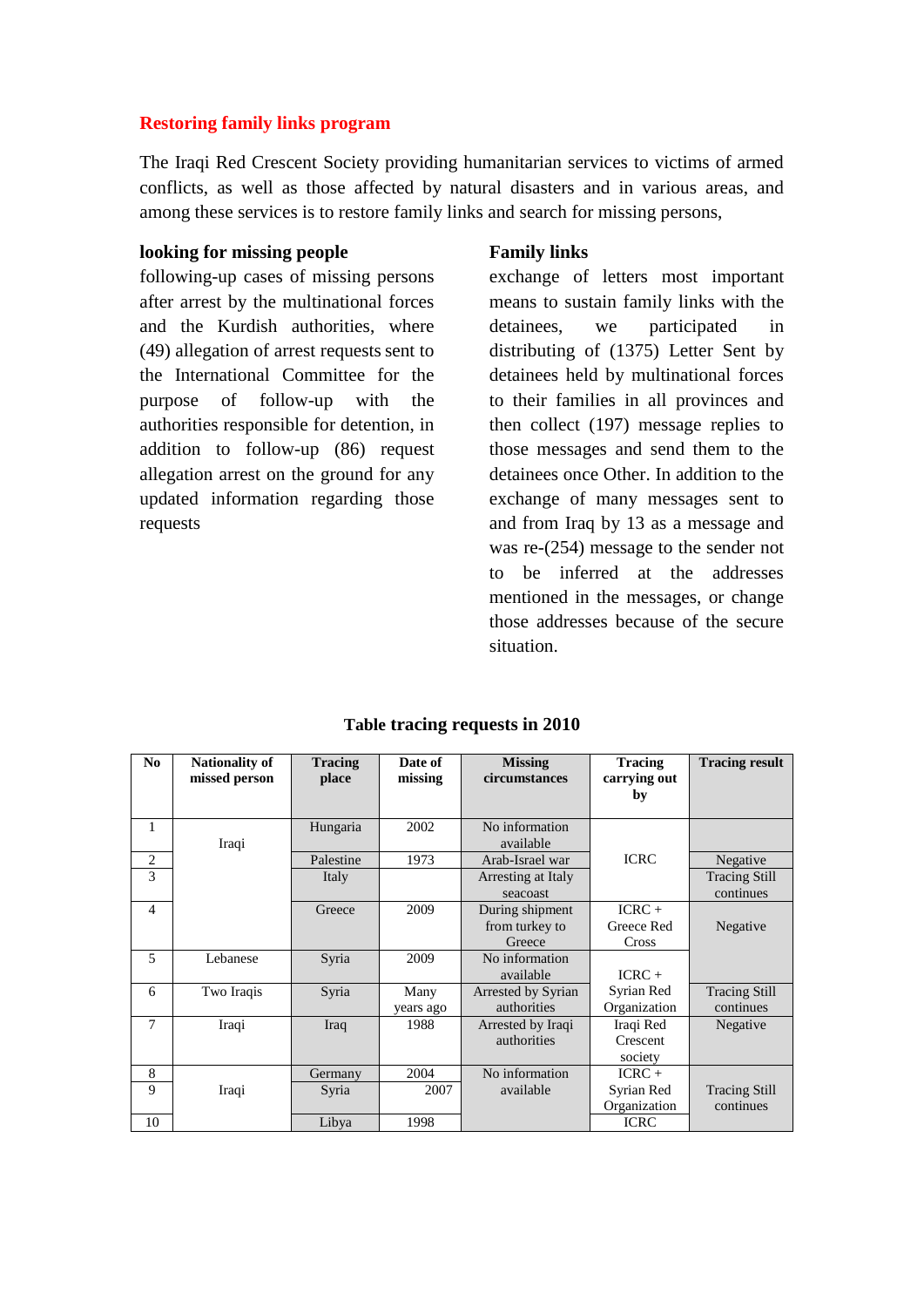## Restoring family links program

The Iraqi Red Crescent Society providing humanitarian services to victims of armed conflicts, as well as those affected by natural disasters and in various areas, and among these services is to restore family links and search for missing persons,

### looking for missing people

following-up cases of missing persons after arrest by the multinational forces and the Kurdish authorities, where (49) allegation of arrest requests sent to the International Committee for the purpose of follow-up with the authorities responsible for detention, in addition to follow-up (86) request allegation arrest on the ground for any updated information regarding those requests

### Family links

exchange of letters most important means to sustain family links with the detainees, we participated in distributing of (1375) Letter Sent by detainees held by multinational forces to their families in all provinces and then collect (197) message replies to those messages and send them to the detainees once Other. In addition to the exchange of many messages sent to and from Iraq by 13 as a message and was re-(254) message to the sender not to be inferred at the addresses mentioned in the messages, or change those addresses because of the secure situation.

**Table tracing requests in 2010**

| No | Nationality of missed person | Tracing place | Date of missing | Missing circumstances | Tracing carrying out by | Tracing result |
|---|---|---|---|---|---|---|
| 1 | Iraqi | Hungaria | 2002 | No information available | ICRC | |
| 2 | | Palestine | 1973 | Arab-Israel war | | Negative |
| 3 | | Italy | | Arresting at Italy seacoast | | Tracing Still continues |
| 4 | | Greece | 2009 | During shipment from turkey to Greece | ICRC + Greece Red Cross | Negative |
| 5 | Lebanese | Syria | 2009 | No information available | ICRC + Syrian Red Organization | |
| 6 | Two Iraqis | Syria | Many years ago | Arrested by Syrian authorities | | Tracing Still continues |
| 7 | Iraqi | Iraq | 1988 | Arrested by Iraqi authorities | Iraqi Red Crescent society | Negative |
| 8 | Iraqi | Germany | 2004 | No information available | ICRC + Syrian Red Organization | Tracing Still continues |
| 9 | | Syria | 2007 | | | |
| 10 | | Libya | 1998 | | ICRC | |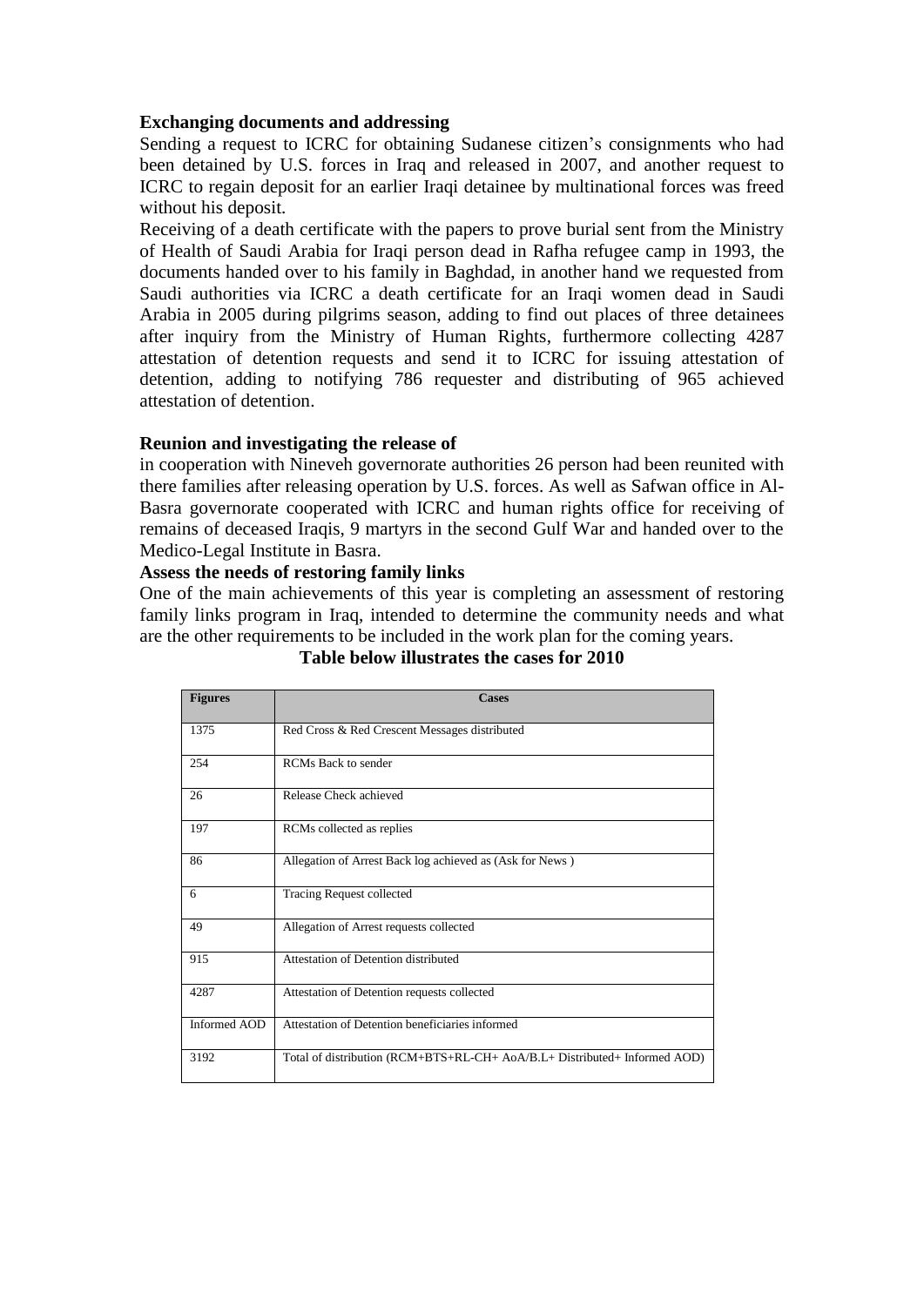**Exchanging documents and addressing**

Sending a request to ICRC for obtaining Sudanese citizen's consignments who had been detained by U.S. forces in Iraq and released in 2007, and another request to ICRC to regain deposit for an earlier Iraqi detainee by multinational forces was freed without his deposit.

Receiving of a death certificate with the papers to prove burial sent from the Ministry of Health of Saudi Arabia for Iraqi person dead in Rafha refugee camp in 1993, the documents handed over to his family in Baghdad, in another hand we requested from Saudi authorities via ICRC a death certificate for an Iraqi women dead in Saudi Arabia in 2005 during pilgrims season, adding to find out places of three detainees after inquiry from the Ministry of Human Rights, furthermore collecting 4287 attestation of detention requests and send it to ICRC for issuing attestation of detention, adding to notifying 786 requester and distributing of 965 achieved attestation of detention.

**Reunion and investigating the release of**

in cooperation with Nineveh governorate authorities 26 person had been reunited with there families after releasing operation by U.S. forces. As well as Safwan office in Al-Basra governorate cooperated with ICRC and human rights office for receiving of remains of deceased Iraqis, 9 martyrs in the second Gulf War and handed over to the Medico-Legal Institute in Basra.

**Assess the needs of restoring family links**

One of the main achievements of this year is completing an assessment of restoring family links program in Iraq, intended to determine the community needs and what are the other requirements to be included in the work plan for the coming years.

**Table below illustrates the cases for 2010**

| Figures | Cases |
|---|---|
| 1375 | Red Cross & Red Crescent Messages distributed |
| 254 | RCMs Back to sender |
| 26 | Release Check achieved |
| 197 | RCMs collected as replies |
| 86 | Allegation of Arrest Back log achieved as (Ask for News ) |
| 6 | Tracing Request collected |
| 49 | Allegation of Arrest requests collected |
| 915 | Attestation of Detention distributed |
| 4287 | Attestation of Detention requests collected |
| Informed AOD | Attestation of Detention beneficiaries informed |
| 3192 | Total of distribution (RCM+BTS+RL-CH+ AoA/B.L+ Distributed+ Informed AOD) |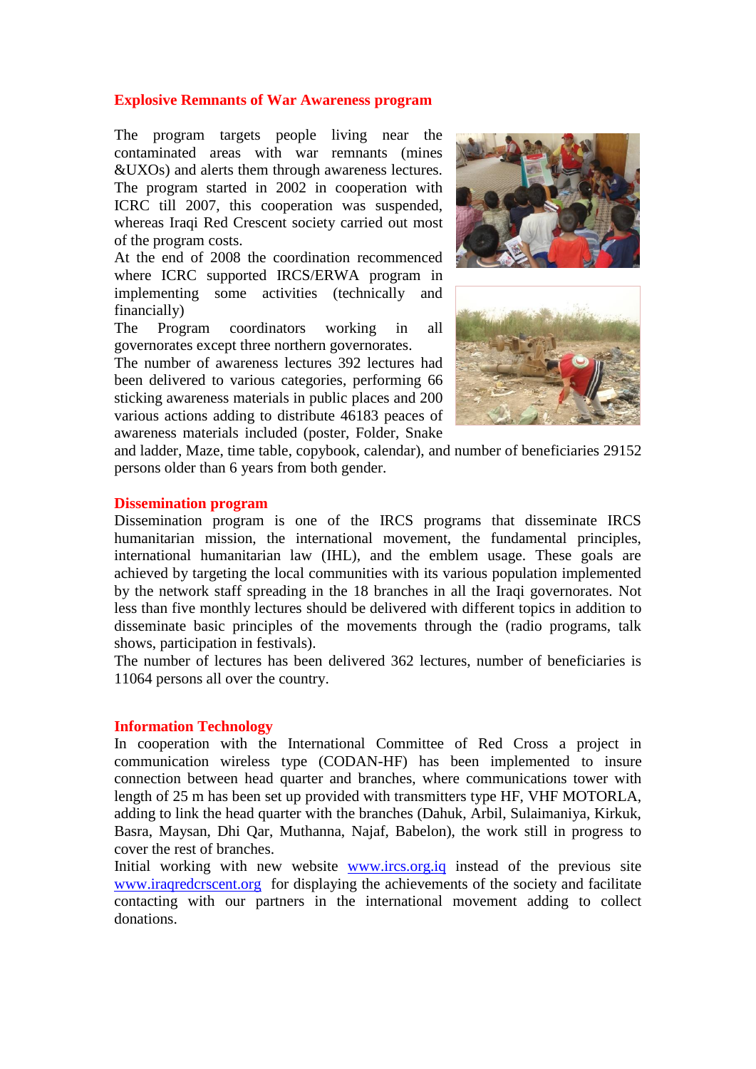## Explosive Remnants of War Awareness program

The program targets people living near the contaminated areas with war remnants (mines &UXOs) and alerts them through awareness lectures. The program started in 2002 in cooperation with ICRC till 2007, this cooperation was suspended, whereas Iraqi Red Crescent society carried out most of the program costs.
At the end of 2008 the coordination recommenced where ICRC supported IRCS/ERWA program in implementing some activities (technically and financially)
The Program coordinators working in all governorates except three northern governorates.
The number of awareness lectures 392 lectures had been delivered to various categories, performing 66 sticking awareness materials in public places and 200 various actions adding to distribute 46183 peaces of awareness materials included (poster, Folder, Snake and ladder, Maze, time table, copybook, calendar), and number of beneficiaries 29152 persons older than 6 years from both gender.

## Dissemination program

Dissemination program is one of the IRCS programs that disseminate IRCS humanitarian mission, the international movement, the fundamental principles, international humanitarian law (IHL), and the emblem usage. These goals are achieved by targeting the local communities with its various population implemented by the network staff spreading in the 18 branches in all the Iraqi governorates. Not less than five monthly lectures should be delivered with different topics in addition to disseminate basic principles of the movements through the (radio programs, talk shows, participation in festivals).
The number of lectures has been delivered 362 lectures, number of beneficiaries is 11064 persons all over the country.

## Information Technology

In cooperation with the International Committee of Red Cross a project in communication wireless type (CODAN-HF) has been implemented to insure connection between head quarter and branches, where communications tower with length of 25 m has been set up provided with transmitters type HF, VHF MOTORLA, adding to link the head quarter with the branches (Dahuk, Arbil, Sulaimaniya, Kirkuk, Basra, Maysan, Dhi Qar, Muthanna, Najaf, Babelon), the work still in progress to cover the rest of branches.
Initial working with new website www.ircs.org.iq instead of the previous site www.iraqredcrscent.org for displaying the achievements of the society and facilitate contacting with our partners in the international movement adding to collect donations.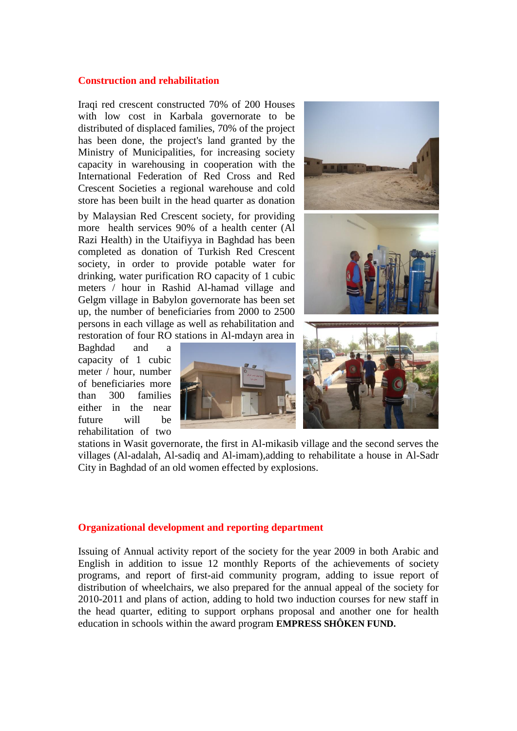## Construction and rehabilitation

Iraqi red crescent constructed 70% of 200 Houses with low cost in Karbala governorate to be distributed of displaced families, 70% of the project has been done, the project's land granted by the Ministry of Municipalities, for increasing society capacity in warehousing in cooperation with the International Federation of Red Cross and Red Crescent Societies a regional warehouse and cold store has been built in the head quarter as donation by Malaysian Red Crescent society, for providing more health services 90% of a health center (Al Razi Health) in the Utaifiyya in Baghdad has been completed as donation of Turkish Red Crescent society, in order to provide potable water for drinking, water purification RO capacity of 1 cubic meters / hour in Rashid Al-hamad village and Gelgm village in Babylon governorate has been set up, the number of beneficiaries from 2000 to 2500 persons in each village as well as rehabilitation and restoration of four RO stations in Al-mdayn area in Baghdad and a capacity of 1 cubic meter / hour, number of beneficiaries more than 300 families either in the near future will be rehabilitation of two stations in Wasit governorate, the first in Al-mikasib village and the second serves the villages (Al-adalah, Al-sadiq and Al-imam),adding to rehabilitate a house in Al-Sadr City in Baghdad of an old women effected by explosions.

## Organizational development and reporting department

Issuing of Annual activity report of the society for the year 2009 in both Arabic and English in addition to issue 12 monthly Reports of the achievements of society programs, and report of first-aid community program, adding to issue report of distribution of wheelchairs, we also prepared for the annual appeal of the society for 2010-2011 and plans of action, adding to hold two induction courses for new staff in the head quarter, editing to support orphans proposal and another one for health education in schools within the award program **EMPRESS SHÔKEN FUND.**